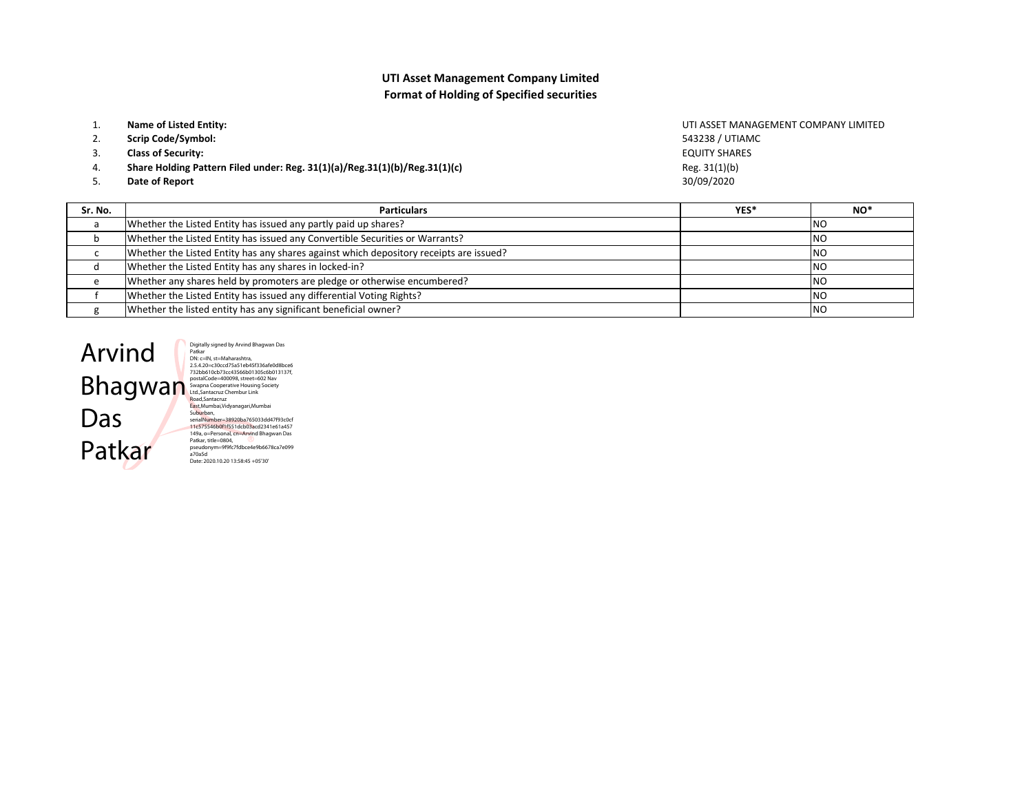## UTI Asset Management Company Limited
## Format of Holding of Specified securities

| | | |
|---|---|---|
| 1. | **Name of Listed Entity:** | UTI ASSET MANAGEMENT COMPANY LIMITED |
| 2. | **Scrip Code/Symbol:** | 543238 / UTIAMC |
| 3. | **Class of Security:** | EQUITY SHARES |
| 4. | **Share Holding Pattern Filed under: Reg. 31(1)(a)/Reg.31(1)(b)/Reg.31(1)(c)** | Reg. 31(1)(b) |
| 5. | **Date of Report** | 30/09/2020 |

| Sr. No. | Particulars | YES* | NO* |
|---|---|---|---|
| a | Whether the Listed Entity has issued any partly paid up shares? | | NO |
| b | Whether the Listed Entity has issued any Convertible Securities or Warrants? | | NO |
| c | Whether the Listed Entity has any shares against which depository receipts are issued? | | NO |
| d | Whether the Listed Entity has any shares in locked-in? | | NO |
| e | Whether any shares held by promoters are pledge or otherwise encumbered? | | NO |
| f | Whether the Listed Entity has issued any differential Voting Rights? | | NO |
| g | Whether the listed entity has any significant beneficial owner? | | NO |

Arvind Bhagwan Das Patkar

Digitally signed by Arvind Bhagwan Das Patkar
DN: c=IN, st=Maharashtra, 2.5.4.20=c30ccd75a51eb45f336afe0d8bce6732bb610cb73cc43566b01305c6b013137f, postalCode=400098, street=602 Nav Swapna Cooperative Housing Society Ltd.,Santacruz Chembur Link Road,Santacruz East,Mumbai,Vidyanagari,Mumbai Suburban, serialNumber=38920ba765033dd47f93c0cf11c575546b0f1f551dcb03acd2341e61a457149a, o=Personal, cn=Arvind Bhagwan Das Patkar, title=0804, pseudonym=9f9fc7fdbce4e9b6678ca7e099a70a5d
Date: 2020.10.20 13:58:45 +05'30'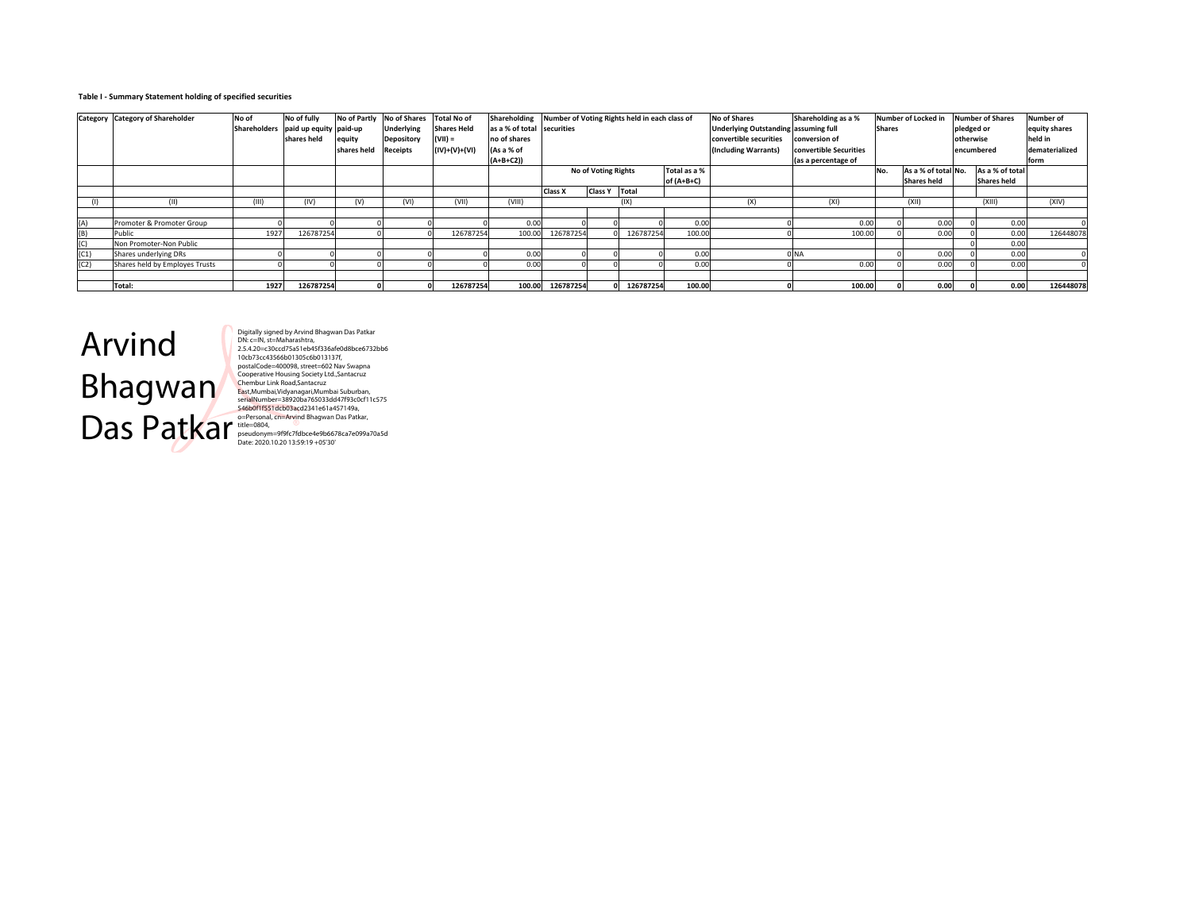**Table I - Summary Statement holding of specified securities**

| Category | Category of Shareholder | No of Shareholders | No of fully paid up equity shares held | No of Partly paid-up equity shares held | No of Shares Underlying Depository Receipts | Total No of Shares Held (VII) = (IV)+(V)+(VI) | Shareholding as a % of total no of shares (As a % of (A+B+C2)) | Number of Voting Rights held in each class of securities | | | | No of Shares Underlying Outstanding convertible securities (Including Warrants) | Shareholding as a % assuming full conversion of convertible Securities (as a percentage of | Number of Locked in Shares | | Number of Shares pledged or otherwise encumbered | | Number of equity shares held in dematerialized form |
|---|---|---|---|---|---|---|---|---|---|---|---|---|---|---|---|---|---|---|
| | | | | | | | | No of Voting Rights | | | Total as a % of (A+B+C) | | | No. | As a % of total Shares held | No. | As a % of total Shares held | |
| | | | | | | | | Class X | Class Y | Total | | | | | | | | |
| (I) | (II) | (III) | (IV) | (V) | (VI) | (VII) | (VIII) | (IX) | | | | (X) | (XI) | (XII) | | (XIII) | | (XIV) |
| (A) | Promoter & Promoter Group | 0 | 0 | 0 | 0 | 0 | 0.00 | 0 | 0 | 0 | 0.00 | 0 | 0.00 | 0 | 0.00 | 0 | 0.00 | 0 |
| (B) | Public | 1927 | 126787254 | 0 | 0 | 126787254 | 100.00 | 126787254 | 0 | 126787254 | 100.00 | 0 | 100.00 | 0 | 0.00 | 0 | 0.00 | 126448078 |
| (C) | Non Promoter-Non Public | | | | | | | | | | | | | | | 0 | 0.00 | |
| (C1) | Shares underlying DRs | 0 | 0 | 0 | 0 | 0 | 0.00 | 0 | 0 | 0 | 0.00 | 0 | NA | 0 | 0.00 | 0 | 0.00 | 0 |
| (C2) | Shares held by Employes Trusts | 0 | 0 | 0 | 0 | 0 | 0.00 | 0 | 0 | 0 | 0.00 | 0 | 0.00 | 0 | 0.00 | 0 | 0.00 | 0 |
| | **Total:** | **1927** | **126787254** | **0** | **0** | **126787254** | **100.00** | **126787254** | **0** | **126787254** | **100.00** | **0** | **100.00** | **0** | **0.00** | **0** | **0.00** | **126448078** |

Arvind Bhagwan Das Patkar

Digitally signed by Arvind Bhagwan Das Patkar
DN: c=IN, st=Maharashtra, 2.5.4.20=c30ccd75a51eb45f336afe0d8bce6732bb610cb73cc43566b01305c6b013137f, postalCode=400098, street=602 Nav Swapna Cooperative Housing Society Ltd.,Santacruz Chembur Link Road,Santacruz East,Mumbai,Vidyanagari,Mumbai Suburban, serialNumber=38920ba765033dd47f93c0cf11c575546b0f1f551dcb03acd2341e61a457149a, o=Personal, cn=Arvind Bhagwan Das Patkar, title=0804, pseudonym=9f9c7fdbce4e9b6678ca7e099a70a5d
Date: 2020.10.20 13:59:19 +05'30'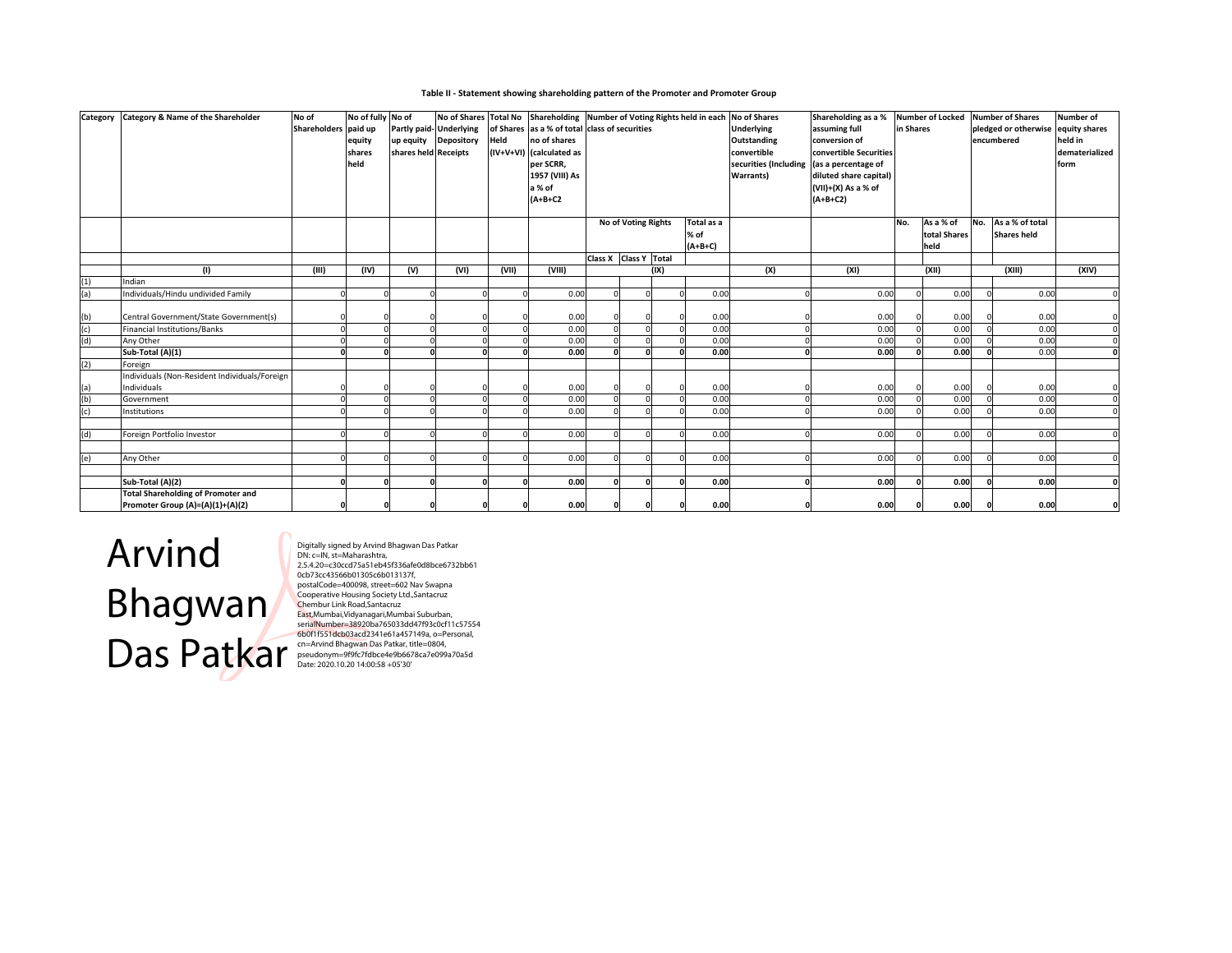**Table II - Statement showing shareholding pattern of the Promoter and Promoter Group**

| Category | Category & Name of the Shareholder | No of Shareholders | No of fully paid up equity shares held | No of Partly paid-up equity shares held | No of Shares Underlying Depository Receipts | Total No of Shares Held (IV+V+VI) | Shareholding as a % of total no of shares (calculated as per SCRR, 1957 (VIII) As a % of (A+B+C2 | Number of Voting Rights held in each class of securities | | | | No of Shares Underlying Outstanding convertible securities (Including Warrants) | Shareholding as a % assuming full conversion of convertible Securities (as a percentage of diluted share capital) (VII)+(X) As a % of (A+B+C2) | Number of Locked in Shares | | Number of Shares pledged or otherwise encumbered | | Number of equity shares held in dematerialized form |
|---|---|---|---|---|---|---|---|---|---|---|---|---|---|---|---|---|---|---|
| | | | | | | | | No of Voting Rights | | | Total as a % of (A+B+C) | | | No. | As a % of total Shares held | No. | As a % of total Shares held | |
| | | | | | | | | Class X | Class Y | Total | | | | | | | | |
| | (I) | (III) | (IV) | (V) | (VI) | (VII) | (VIII) | | (IX) | | | (X) | (XI) | | (XII) | | (XIII) | (XIV) |
| (1) | Indian | | | | | | | | | | | | | | | | | |
| (a) | Individuals/Hindu undivided Family | 0 | 0 | 0 | 0 | 0 | 0.00 | 0 | 0 | 0 | 0.00 | 0 | 0.00 | 0 | 0.00 | 0 | 0.00 | 0 |
| (b) | Central Government/State Government(s) | 0 | 0 | 0 | 0 | 0 | 0.00 | 0 | 0 | 0 | 0.00 | 0 | 0.00 | 0 | 0.00 | 0 | 0.00 | 0 |
| (c) | Financial Institutions/Banks | 0 | 0 | 0 | 0 | 0 | 0.00 | 0 | 0 | 0 | 0.00 | 0 | 0.00 | 0 | 0.00 | 0 | 0.00 | 0 |
| (d) | Any Other | 0 | 0 | 0 | 0 | 0 | 0.00 | 0 | 0 | 0 | 0.00 | 0 | 0.00 | 0 | 0.00 | 0 | 0.00 | 0 |
| | **Sub-Total (A)(1)** | **0** | **0** | **0** | **0** | **0** | **0.00** | **0** | **0** | **0** | **0.00** | **0** | **0.00** | **0** | **0.00** | **0** | 0.00 | **0** |
| (2) | Foreign | | | | | | | | | | | | | | | | | |
| (a) | Individuals (Non-Resident Individuals/Foreign Individuals | 0 | 0 | 0 | 0 | 0 | 0.00 | 0 | 0 | 0 | 0.00 | 0 | 0.00 | 0 | 0.00 | 0 | 0.00 | 0 |
| (b) | Government | 0 | 0 | 0 | 0 | 0 | 0.00 | 0 | 0 | 0 | 0.00 | 0 | 0.00 | 0 | 0.00 | 0 | 0.00 | 0 |
| (c) | Institutions | 0 | 0 | 0 | 0 | 0 | 0.00 | 0 | 0 | 0 | 0.00 | 0 | 0.00 | 0 | 0.00 | 0 | 0.00 | 0 |
| (d) | Foreign Portfolio Investor | 0 | 0 | 0 | 0 | 0 | 0.00 | 0 | 0 | 0 | 0.00 | 0 | 0.00 | 0 | 0.00 | 0 | 0.00 | 0 |
| (e) | Any Other | 0 | 0 | 0 | 0 | 0 | 0.00 | 0 | 0 | 0 | 0.00 | 0 | 0.00 | 0 | 0.00 | 0 | 0.00 | 0 |
| | **Sub-Total (A)(2)** | **0** | **0** | **0** | **0** | **0** | **0.00** | **0** | **0** | **0** | **0.00** | **0** | **0.00** | **0** | **0.00** | **0** | **0.00** | **0** |
| | **Total Shareholding of Promoter and Promoter Group (A)=(A)(1)+(A)(2)** | **0** | **0** | **0** | **0** | **0** | **0.00** | **0** | **0** | **0** | **0.00** | **0** | **0.00** | **0** | **0.00** | **0** | **0.00** | **0** |

Arvind Bhagwan Das Patkar

Digitally signed by Arvind Bhagwan Das Patkar
DN: c=IN, st=Maharashtra,
2.5.4.20=c30ccd75a51eb45f336afe0d8bce6732bb61
0cb73cc43566b01305c6b013137f,
postalCode=400098, street=602 Nav Swapna
Cooperative Housing Society Ltd.,Santacruz
Chembur Link Road,Santacruz
East,Mumbai,Vidyanagari,Mumbai Suburban,
serialNumber=38920ba765033dd47f93c0cf11c57554
6b0f1f551dcb03acd2341e61a457149a, o=Personal,
cn=Arvind Bhagwan Das Patkar, title=0804,
pseudonym=9f9c7fdbce4e9b6678ca7e099a70a5d
Date: 2020.10.20 14:00:58 +05'30'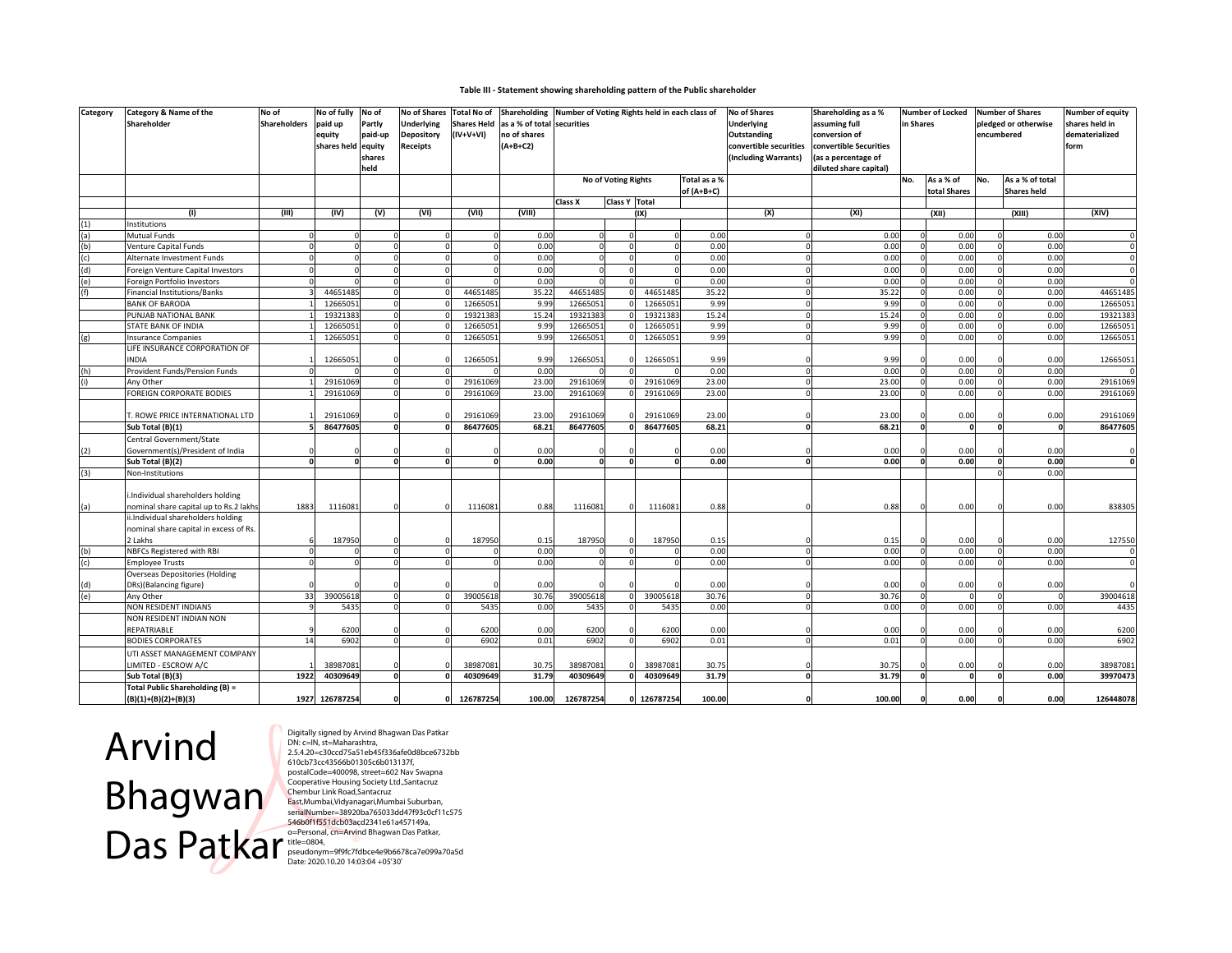## Table III - Statement showing shareholding pattern of the Public shareholder

| Category | Category & Name of the Shareholder | No of Shareholders | No of fully paid up equity shares held | No of Partly paid-up equity shares held | No of Shares Underlying Depository Receipts | Total No of Shares Held (IV+V+VI) | Shareholding as a % of total no of shares (A+B+C2) | Number of Voting Rights held in each class of securities | | | | No of Shares Underlying Outstanding convertible securities (Including Warrants) | Shareholding as a % assuming full conversion of convertible Securities (as a percentage of diluted share capital) | Number of Locked in Shares | | Number of Shares pledged or otherwise encumbered | | Number of equity shares held in dematerialized form |
|---|---|---|---|---|---|---|---|---|---|---|---|---|---|---|---|---|---|---|
| | | | | | | | | No of Voting Rights | | | Total as a % of (A+B+C) | | | No. | As a % of total Shares | No. | As a % of total Shares held | |
| | | | | | | | | Class X | Class Y | Total | | | | | | | | |
| | (I) | (III) | (IV) | (V) | (VI) | (VII) | (VIII) | (IX) | | | | (X) | (XI) | (XII) | | (XIII) | | (XIV) |
| (1) | Institutions | | | | | | | | | | | | | | | | | |
| (a) | Mutual Funds | 0 | 0 | 0 | 0 | 0 | 0.00 | 0 | 0 | 0 | 0.00 | 0 | 0.00 | 0 | 0.00 | 0 | 0.00 | 0 |
| (b) | Venture Capital Funds | 0 | 0 | 0 | 0 | 0 | 0.00 | 0 | 0 | 0 | 0.00 | 0 | 0.00 | 0 | 0.00 | 0 | 0.00 | 0 |
| (c) | Alternate Investment Funds | 0 | 0 | 0 | 0 | 0 | 0.00 | 0 | 0 | 0 | 0.00 | 0 | 0.00 | 0 | 0.00 | 0 | 0.00 | 0 |
| (d) | Foreign Venture Capital Investors | 0 | 0 | 0 | 0 | 0 | 0.00 | 0 | 0 | 0 | 0.00 | 0 | 0.00 | 0 | 0.00 | 0 | 0.00 | 0 |
| (e) | Foreign Portfolio Investors | 0 | 0 | 0 | 0 | 0 | 0.00 | 0 | 0 | 0 | 0.00 | 0 | 0.00 | 0 | 0.00 | 0 | 0.00 | 0 |
| (f) | Financial Institutions/Banks | 3 | 44651485 | 0 | 0 | 44651485 | 35.22 | 44651485 | 0 | 44651485 | 35.22 | 0 | 35.22 | 0 | 0.00 | 0 | 0.00 | 44651485 |
| | BANK OF BARODA | 1 | 12665051 | 0 | 0 | 12665051 | 9.99 | 12665051 | 0 | 12665051 | 9.99 | 0 | 9.99 | 0 | 0.00 | 0 | 0.00 | 12665051 |
| | PUNJAB NATIONAL BANK | 1 | 19321383 | 0 | 0 | 19321383 | 15.24 | 19321383 | 0 | 19321383 | 15.24 | 0 | 15.24 | 0 | 0.00 | 0 | 0.00 | 19321383 |
| | STATE BANK OF INDIA | 1 | 12665051 | 0 | 0 | 12665051 | 9.99 | 12665051 | 0 | 12665051 | 9.99 | 0 | 9.99 | 0 | 0.00 | 0 | 0.00 | 12665051 |
| (g) | Insurance Companies | 1 | 12665051 | 0 | 0 | 12665051 | 9.99 | 12665051 | 0 | 12665051 | 9.99 | 0 | 9.99 | 0 | 0.00 | 0 | 0.00 | 12665051 |
| | LIFE INSURANCE CORPORATION OF INDIA | 1 | 12665051 | 0 | 0 | 12665051 | 9.99 | 12665051 | 0 | 12665051 | 9.99 | 0 | 9.99 | 0 | 0.00 | 0 | 0.00 | 12665051 |
| (h) | Provident Funds/Pension Funds | 0 | 0 | 0 | 0 | 0 | 0.00 | 0 | 0 | 0 | 0.00 | 0 | 0.00 | 0 | 0.00 | 0 | 0.00 | 0 |
| (i) | Any Other | 1 | 29161069 | 0 | 0 | 29161069 | 23.00 | 29161069 | 0 | 29161069 | 23.00 | 0 | 23.00 | 0 | 0.00 | 0 | 0.00 | 29161069 |
| | FOREIGN CORPORATE BODIES | 1 | 29161069 | 0 | 0 | 29161069 | 23.00 | 29161069 | 0 | 29161069 | 23.00 | 0 | 23.00 | 0 | 0.00 | 0 | 0.00 | 29161069 |
| | T. ROWE PRICE INTERNATIONAL LTD | 1 | 29161069 | 0 | 0 | 29161069 | 23.00 | 29161069 | 0 | 29161069 | 23.00 | 0 | 23.00 | 0 | 0.00 | 0 | 0.00 | 29161069 |
| | **Sub Total (B)(1)** | **5** | **86477605** | **0** | **0** | **86477605** | **68.21** | **86477605** | **0** | **86477605** | **68.21** | **0** | **68.21** | **0** | **0** | **0** | **0** | **86477605** |
| (2) | Central Government/State Government(s)/President of India | 0 | 0 | 0 | 0 | 0 | 0.00 | 0 | 0 | 0 | 0.00 | 0 | 0.00 | 0 | 0.00 | 0 | 0.00 | 0 |
| | **Sub Total (B)(2)** | **0** | **0** | **0** | **0** | **0** | **0.00** | **0** | **0** | **0** | **0.00** | **0** | **0.00** | **0** | **0.00** | **0** | **0.00** | **0** |
| (3) | Non-Institutions | | | | | | | | | | | | | | | 0 | 0.00 | |
| (a) | i.Individual shareholders holding nominal share capital up to Rs.2 lakhs | 1883 | 1116081 | 0 | 0 | 1116081 | 0.88 | 1116081 | 0 | 1116081 | 0.88 | 0 | 0.88 | 0 | 0.00 | 0 | 0.00 | 838305 |
| | ii.Individual shareholders holding nominal share capital in excess of Rs. 2 Lakhs | 6 | 187950 | 0 | 0 | 187950 | 0.15 | 187950 | 0 | 187950 | 0.15 | 0 | 0.15 | 0 | 0.00 | 0 | 0.00 | 127550 |
| (b) | NBFCs Registered with RBI | 0 | 0 | 0 | 0 | 0 | 0.00 | 0 | 0 | 0 | 0.00 | 0 | 0.00 | 0 | 0.00 | 0 | 0.00 | 0 |
| (c) | Employee Trusts | 0 | 0 | 0 | 0 | 0 | 0.00 | 0 | 0 | 0 | 0.00 | 0 | 0.00 | 0 | 0.00 | 0 | 0.00 | 0 |
| (d) | Overseas Depositories (Holding DRs)(Balancing figure) | 0 | 0 | 0 | 0 | 0 | 0.00 | 0 | 0 | 0 | 0.00 | 0 | 0.00 | 0 | 0.00 | 0 | 0.00 | 0 |
| (e) | Any Other | 33 | 39005618 | 0 | 0 | 39005618 | 30.76 | 39005618 | 0 | 39005618 | 30.76 | 0 | 30.76 | 0 | 0 | 0 | 0 | 39004618 |
| | NON RESIDENT INDIANS | 9 | 5435 | 0 | 0 | 5435 | 0.00 | 5435 | 0 | 5435 | 0.00 | 0 | 0.00 | 0 | 0.00 | 0 | 0.00 | 4435 |
| | NON RESIDENT INDIAN NON REPATRIABLE | 9 | 6200 | 0 | 0 | 6200 | 0.00 | 6200 | 0 | 6200 | 0.00 | 0 | 0.00 | 0 | 0.00 | 0 | 0.00 | 6200 |
| | BODIES CORPORATES | 14 | 6902 | 0 | 0 | 6902 | 0.01 | 6902 | 0 | 6902 | 0.01 | 0 | 0.01 | 0 | 0.00 | 0 | 0.00 | 6902 |
| | UTI ASSET MANAGEMENT COMPANY LIMITED - ESCROW A/C | 1 | 38987081 | 0 | 0 | 38987081 | 30.75 | 38987081 | 0 | 38987081 | 30.75 | 0 | 30.75 | 0 | 0.00 | 0 | 0.00 | 38987081 |
| | **Sub Total (B)(3)** | **1922** | **40309649** | **0** | **0** | **40309649** | **31.79** | **40309649** | **0** | **40309649** | **31.79** | **0** | **31.79** | **0** | **0** | **0** | **0.00** | **39970473** |
| | **Total Public Shareholding (B) = (B)(1)+(B)(2)+(B)(3)** | **1927** | **126787254** | **0** | **0** | **126787254** | **100.00** | **126787254** | **0** | **126787254** | **100.00** | **0** | **100.00** | **0** | **0.00** | **0** | **0.00** | **126448078** |

Arvind Bhagwan Das Patkar

Digitally signed by Arvind Bhagwan Das Patkar
DN: c=IN, st=Maharashtra, 2.5.4.20=c30ccd75a51eb45f336afe0d8bce6732bb610cb73cc43566b01305c6b013137f, postalCode=400098, street=602 Nav Swapna Cooperative Housing Society Ltd.,Santacruz Chembur Link Road,Santacruz East,Mumbai,Vidyanagari,Mumbai Suburban, serialNumber=38920ba765033dd47f93c0cf11c575546b0f1f551dcb03acd2341e61a457149a, o=Personal, cn=Arvind Bhagwan Das Patkar, title=0804, pseudonym=9f9fc7fdbce4e9b6678ca7e099a70a5d
Date: 2020.10.20 14:03:04 +05'30'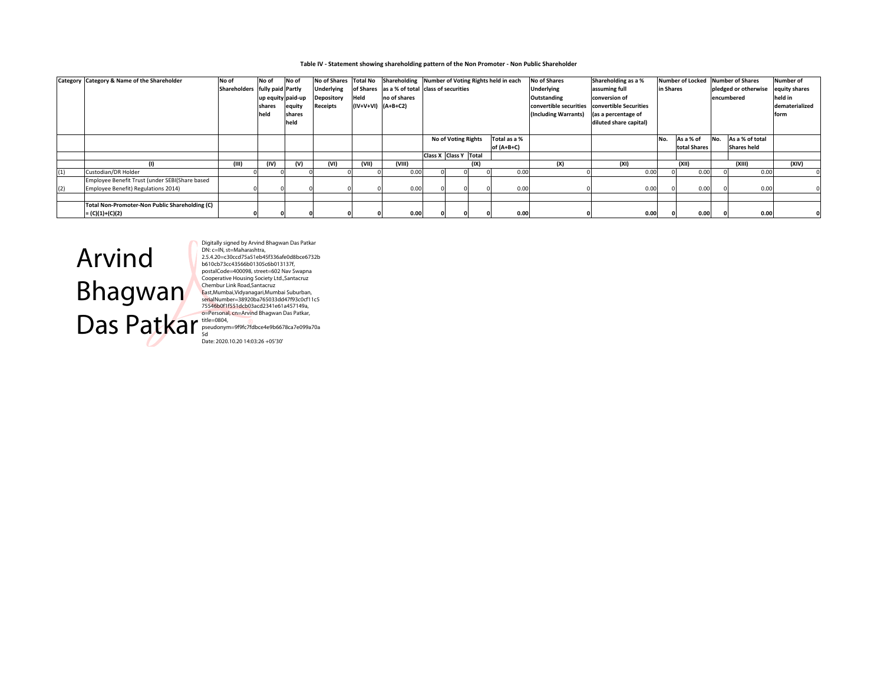**Table IV - Statement showing shareholding pattern of the Non Promoter - Non Public Shareholder**

| Category | Category & Name of the Shareholder | No of Shareholders | No of fully paid up equity shares held | No of Partly paid-up equity shares held | No of Shares Underlying Depository Receipts | Total No of Shares Held (IV+V+VI) | Shareholding as a % of total no of shares (A+B+C2) | Number of Voting Rights held in each class of securities | | | | No of Shares Underlying Outstanding convertible securities (Including Warrants) | Shareholding as a % assuming full conversion of convertible Securities (as a percentage of diluted share capital) | Number of Locked in Shares | | Number of Shares pledged or otherwise encumbered | | Number of equity shares held in dematerialized form |
|---|---|---|---|---|---|---|---|---|---|---|---|---|---|---|---|---|---|---|
| | | | | | | | | No of Voting Rights | | | Total as a % of (A+B+C) | | | No. | As a % of total Shares | No. | As a % of total Shares held | |
| | | | | | | | | Class X | Class Y | Total | | | | | | | | |
| | (I) | (III) | (IV) | (V) | (VI) | (VII) | (VIII) | | | (IX) | | (X) | (XI) | | (XII) | | (XIII) | (XIV) |
| (1) | Custodian/DR Holder | 0 | 0 | 0 | 0 | 0 | 0.00 | 0 | 0 | 0 | 0.00 | 0 | 0.00 | 0 | 0.00 | 0 | 0.00 | 0 |
| (2) | Employee Benefit Trust (under SEBI(Share based Employee Benefit) Regulations 2014) | 0 | 0 | 0 | 0 | 0 | 0.00 | 0 | 0 | 0 | 0.00 | 0 | 0.00 | 0 | 0.00 | 0 | 0.00 | 0 |
| | **Total Non-Promoter-Non Public Shareholding (C) = (C)(1)+(C)(2)** | **0** | **0** | **0** | **0** | **0** | **0.00** | **0** | **0** | **0** | **0.00** | **0** | **0.00** | **0** | **0.00** | **0** | **0.00** | **0** |

Arvind Bhagwan Das Patkar

Digitally signed by Arvind Bhagwan Das Patkar
DN: c=IN, st=Maharashtra, 2.5.4.20=c30ccd75a51eb45f336afe0d8bce6732bb610cb73cc43566b01305c6b013137f, postalCode=400098, street=602 Nav Swapna Cooperative Housing Society Ltd.,Santacruz Chembur Link Road,Santacruz East,Mumbai,Vidyanagari,Mumbai Suburban, serialNumber=38920ba765033dd47f93c0cf11c575546b0f1f551dcb03acd2341e61a457149a, o=Personal, cn=Arvind Bhagwan Das Patkar, title=0804, pseudonym=9f9fc7fdbce4e9b6678ca7e099a70a5d
Date: 2020.10.20 14:03:26 +05'30'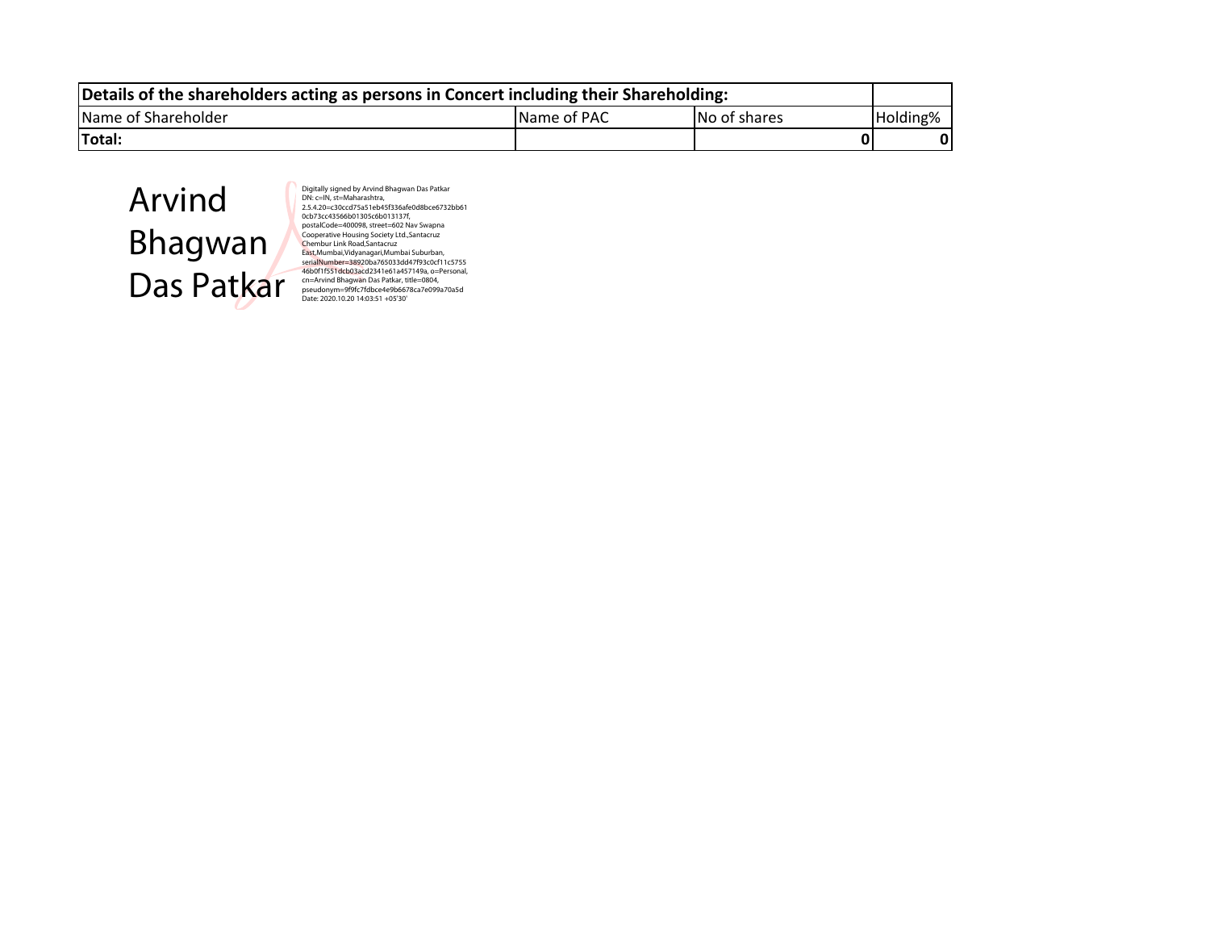| **Details of the shareholders acting as persons in Concert including their Shareholding:** | | | |
|---|---|---|---|
| Name of Shareholder | Name of PAC | No of shares | Holding% |
| **Total:** | | **0** | **0** |

Arvind Bhagwan Das Patkar

Digitally signed by Arvind Bhagwan Das Patkar
DN: c=IN, st=Maharashtra, 2.5.4.20=c30ccd75a51eb45f336afe0d8bce6732bb610cb73cc43566b01305c6b013137f, postalCode=400098, street=602 Nav Swapna Cooperative Housing Society Ltd.,Santacruz Chembur Link Road,Santacruz East,Mumbai,Vidyanagari,Mumbai Suburban, serialNumber=38920ba765033dd47f93c0cf11c575546b0f1f551dcb03acd2341e61a457149a, o=Personal, cn=Arvind Bhagwan Das Patkar, title=0804, pseudonym=9f9fc7fdbce4e9b6678ca7e099a70a5d
Date: 2020.10.20 14:03:51 +05'30'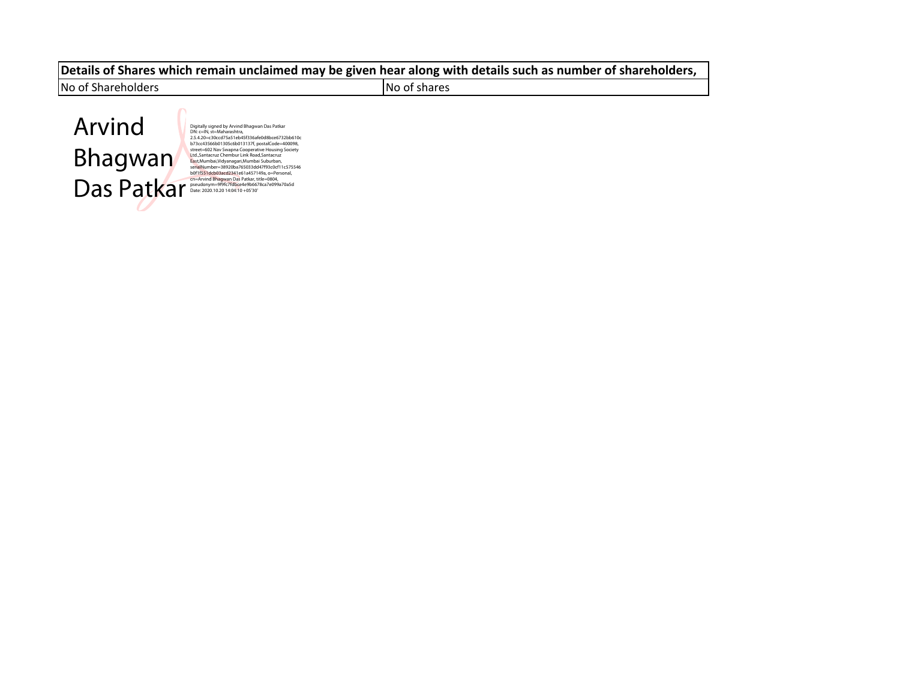| Details of Shares which remain unclaimed may be given hear along with details such as number of shareholders, | |
|---|---|
| No of Shareholders | No of shares |

Arvind Bhagwan Das Patkar

Digitally signed by Arvind Bhagwan Das Patkar
DN: c=IN, st=Maharashtra, 2.5.4.20=c30ccd75a51eb45f336afe0d8bce6732bb610cb73cc43566b0130c6b013137f, postalCode=400098, street=602 Nav Swapna Cooperative Housing Society Ltd.,Santacruz Chembur Link Road,Santacruz East,Mumbai,Vidyanagari,Mumbai Suburban, serialNumber=38920ba765033dd47f93c0cf11c575546b0f1f551dcb03acd2341e61a457149a, o=Personal, cn=Arvind Bhagwan Das Patkar, title=0804, pseudonym=9f9fc7fdbce4e9b6678ca7e099a70a5d
Date: 2020.10.20 14:04:10 +05'30'